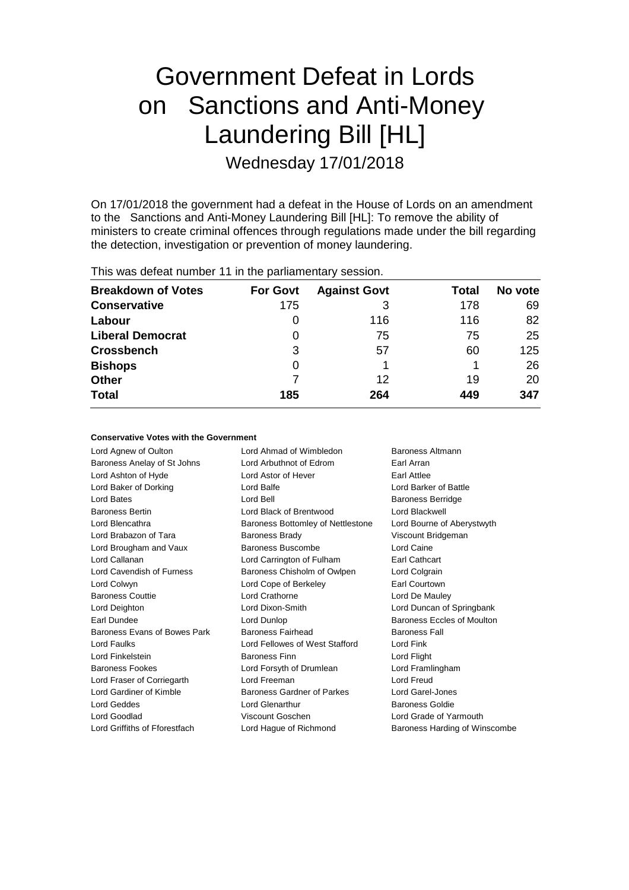# Government Defeat in Lords on Sanctions and Anti-Money Laundering Bill [HL]

Wednesday 17/01/2018

On 17/01/2018 the government had a defeat in the House of Lords on an amendment to the Sanctions and Anti-Money Laundering Bill [HL]: To remove the ability of ministers to create criminal offences through regulations made under the bill regarding the detection, investigation or prevention of money laundering.

This was defeat number 11 in the parliamentary session.

| Breakdown of Votes | For Govt | Against Govt | Total | No vote |
|---|---|---|---|---|
| **Conservative** | 175 | 3 | 178 | 69 |
| **Labour** | 0 | 116 | 116 | 82 |
| **Liberal Democrat** | 0 | 75 | 75 | 25 |
| **Crossbench** | 3 | 57 | 60 | 125 |
| **Bishops** | 0 | 1 | 1 | 26 |
| **Other** | 7 | 12 | 19 | 20 |
| **Total** | 185 | 264 | 449 | 347 |

**Conservative Votes with the Government**

| | | |
|---|---|---|
| Lord Agnew of Oulton | Lord Ahmad of Wimbledon | Baroness Altmann |
| Baroness Anelay of St Johns | Lord Arbuthnot of Edrom | Earl Arran |
| Lord Ashton of Hyde | Lord Astor of Hever | Earl Attlee |
| Lord Baker of Dorking | Lord Balfe | Lord Barker of Battle |
| Lord Bates | Lord Bell | Baroness Berridge |
| Baroness Bertin | Lord Black of Brentwood | Lord Blackwell |
| Lord Blencathra | Baroness Bottomley of Nettlestone | Lord Bourne of Aberystwyth |
| Lord Brabazon of Tara | Baroness Brady | Viscount Bridgeman |
| Lord Brougham and Vaux | Baroness Buscombe | Lord Caine |
| Lord Callanan | Lord Carrington of Fulham | Earl Cathcart |
| Lord Cavendish of Furness | Baroness Chisholm of Owlpen | Lord Colgrain |
| Lord Colwyn | Lord Cope of Berkeley | Earl Courtown |
| Baroness Couttie | Lord Crathorne | Lord De Mauley |
| Lord Deighton | Lord Dixon-Smith | Lord Duncan of Springbank |
| Earl Dundee | Lord Dunlop | Baroness Eccles of Moulton |
| Baroness Evans of Bowes Park | Baroness Fairhead | Baroness Fall |
| Lord Faulks | Lord Fellowes of West Stafford | Lord Fink |
| Lord Finkelstein | Baroness Finn | Lord Flight |
| Baroness Fookes | Lord Forsyth of Drumlean | Lord Framlingham |
| Lord Fraser of Corriegarth | Lord Freeman | Lord Freud |
| Lord Gardiner of Kimble | Baroness Gardner of Parkes | Lord Garel-Jones |
| Lord Geddes | Lord Glenarthur | Baroness Goldie |
| Lord Goodlad | Viscount Goschen | Lord Grade of Yarmouth |
| Lord Griffiths of Fforestfach | Lord Hague of Richmond | Baroness Harding of Winscombe |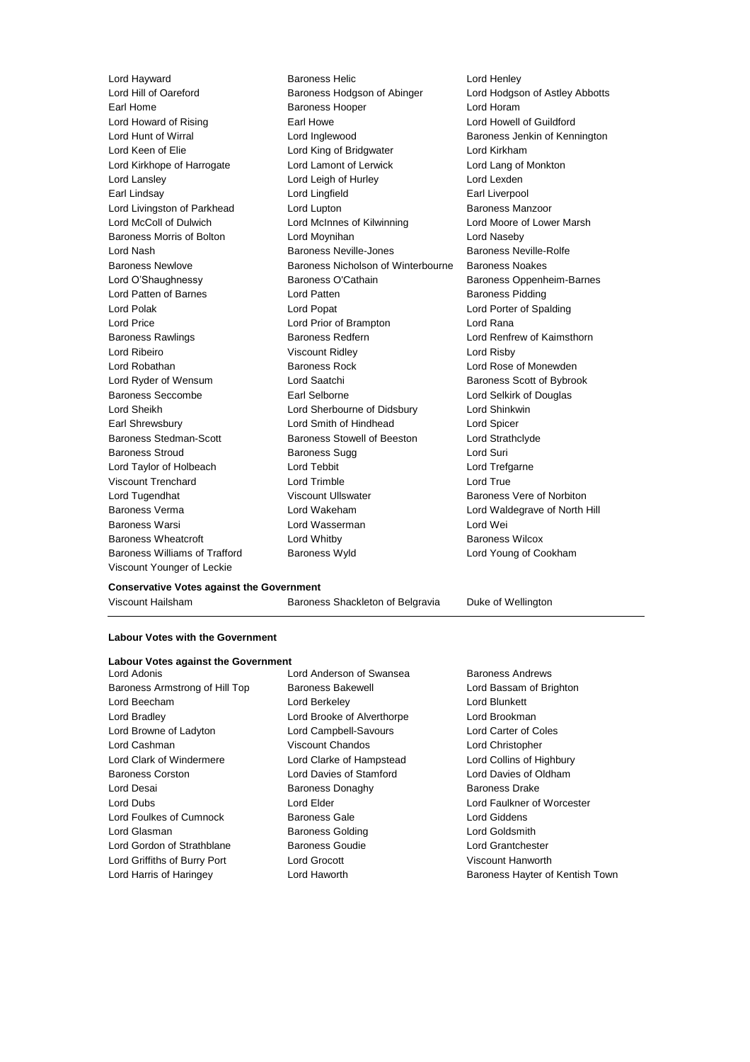Lord Hayward, Baroness Helic, Lord Henley, Lord Hill of Oareford, Baroness Hodgson of Abinger, Lord Hodgson of Astley Abbotts, Earl Home, Baroness Hooper, Lord Horam, Lord Howard of Rising, Earl Howe, Lord Howell of Guildford, Lord Hunt of Wirral, Lord Inglewood, Baroness Jenkin of Kennington, Lord Keen of Elie, Lord King of Bridgwater, Lord Kirkham, Lord Kirkhope of Harrogate, Lord Lamont of Lerwick, Lord Lang of Monkton, Lord Lansley, Lord Leigh of Hurley, Lord Lexden, Earl Lindsay, Lord Lingfield, Earl Liverpool, Lord Livingston of Parkhead, Lord Lupton, Baroness Manzoor, Lord McColl of Dulwich, Lord McInnes of Kilwinning, Lord Moore of Lower Marsh, Baroness Morris of Bolton, Lord Moynihan, Lord Naseby, Lord Nash, Baroness Neville-Jones, Baroness Neville-Rolfe, Baroness Newlove, Baroness Nicholson of Winterbourne, Baroness Noakes, Lord O'Shaughnessy, Baroness O'Cathain, Baroness Oppenheim-Barnes, Lord Patten of Barnes, Lord Patten, Baroness Pidding, Lord Polak, Lord Popat, Lord Porter of Spalding, Lord Price, Lord Prior of Brampton, Lord Rana, Baroness Rawlings, Baroness Redfern, Lord Renfrew of Kaimsthorn, Lord Ribeiro, Viscount Ridley, Lord Risby, Lord Robathan, Baroness Rock, Lord Rose of Monewden, Lord Ryder of Wensum, Lord Saatchi, Baroness Scott of Bybrook, Baroness Seccombe, Earl Selborne, Lord Selkirk of Douglas, Lord Sheikh, Lord Sherbourne of Didsbury, Lord Shinkwin, Earl Shrewsbury, Lord Smith of Hindhead, Lord Spicer, Baroness Stedman-Scott, Baroness Stowell of Beeston, Lord Strathclyde, Baroness Stroud, Baroness Sugg, Lord Suri, Lord Taylor of Holbeach, Lord Tebbit, Lord Trefgarne, Viscount Trenchard, Lord Trimble, Lord True, Lord Tugendhat, Viscount Ullswater, Baroness Vere of Norbiton, Baroness Verma, Lord Wakeham, Lord Waldegrave of North Hill, Baroness Warsi, Lord Wasserman, Lord Wei, Baroness Wheatcroft, Lord Whitby, Baroness Wilcox, Baroness Williams of Trafford, Baroness Wyld, Lord Young of Cookham, Viscount Younger of Leckie

**Conservative Votes against the Government**

Viscount Hailsham, Baroness Shackleton of Belgravia, Duke of Wellington

---

**Labour Votes with the Government**

**Labour Votes against the Government**

Lord Adonis, Lord Anderson of Swansea, Baroness Andrews, Baroness Armstrong of Hill Top, Baroness Bakewell, Lord Bassam of Brighton, Lord Beecham, Lord Berkeley, Lord Blunkett, Lord Bradley, Lord Brooke of Alverthorpe, Lord Brookman, Lord Browne of Ladyton, Lord Campbell-Savours, Lord Carter of Coles, Lord Cashman, Viscount Chandos, Lord Christopher, Lord Clark of Windermere, Lord Clarke of Hampstead, Lord Collins of Highbury, Baroness Corston, Lord Davies of Stamford, Lord Davies of Oldham, Lord Desai, Baroness Donaghy, Baroness Drake, Lord Dubs, Lord Elder, Lord Faulkner of Worcester, Lord Foulkes of Cumnock, Baroness Gale, Lord Giddens, Lord Glasman, Baroness Golding, Lord Goldsmith, Lord Gordon of Strathblane, Baroness Goudie, Lord Grantchester, Lord Griffiths of Burry Port, Lord Grocott, Viscount Hanworth, Lord Harris of Haringey, Lord Haworth, Baroness Hayter of Kentish Town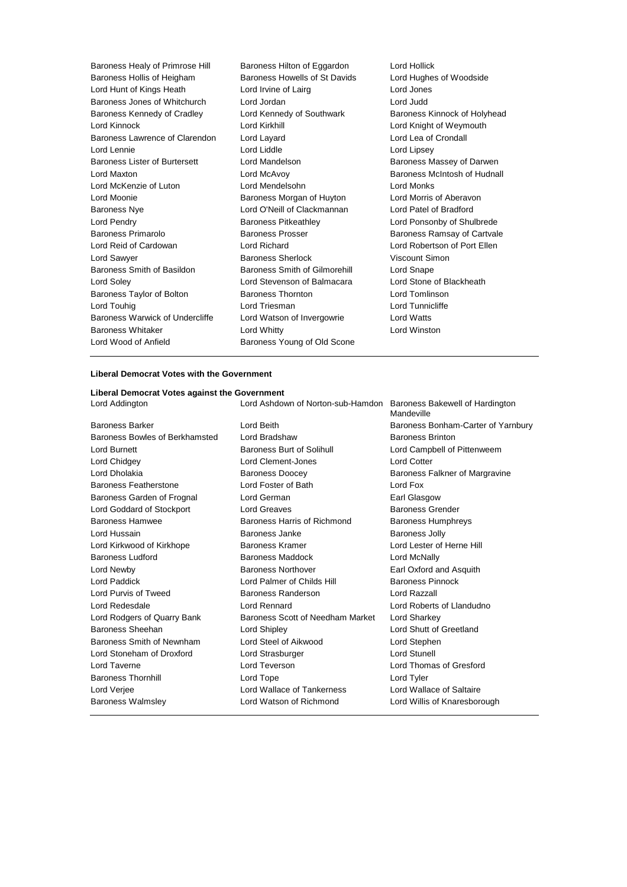Baroness Healy of Primrose Hill
Baroness Hilton of Eggardon
Lord Hollick
Baroness Hollis of Heigham
Baroness Howells of St Davids
Lord Hughes of Woodside
Lord Hunt of Kings Heath
Lord Irvine of Lairg
Lord Jones
Baroness Jones of Whitchurch
Lord Jordan
Lord Judd
Baroness Kennedy of Cradley
Lord Kennedy of Southwark
Baroness Kinnock of Holyhead
Lord Kinnock
Lord Kirkhill
Lord Knight of Weymouth
Baroness Lawrence of Clarendon
Lord Layard
Lord Lea of Crondall
Lord Lennie
Lord Liddle
Lord Lipsey
Baroness Lister of Burtersett
Lord Mandelson
Baroness Massey of Darwen
Lord Maxton
Lord McAvoy
Baroness McIntosh of Hudnall
Lord McKenzie of Luton
Lord Mendelsohn
Lord Monks
Lord Moonie
Baroness Morgan of Huyton
Lord Morris of Aberavon
Baroness Nye
Lord O'Neill of Clackmannan
Lord Patel of Bradford
Lord Pendry
Baroness Pitkeathley
Lord Ponsonby of Shulbrede
Baroness Primarolo
Baroness Prosser
Baroness Ramsay of Cartvale
Lord Reid of Cardowan
Lord Richard
Lord Robertson of Port Ellen
Lord Sawyer
Baroness Sherlock
Viscount Simon
Baroness Smith of Basildon
Baroness Smith of Gilmorehill
Lord Snape
Lord Soley
Lord Stevenson of Balmacara
Lord Stone of Blackheath
Baroness Taylor of Bolton
Baroness Thornton
Lord Tomlinson
Lord Touhig
Lord Triesman
Lord Tunnicliffe
Baroness Warwick of Undercliffe
Lord Watson of Invergowrie
Lord Watts
Baroness Whitaker
Lord Whitty
Lord Winston
Lord Wood of Anfield
Baroness Young of Old Scone

**Liberal Democrat Votes with the Government**

**Liberal Democrat Votes against the Government**

Lord Addington
Lord Ashdown of Norton-sub-Hamdon
Baroness Bakewell of Hardington Mandeville
Baroness Barker
Lord Beith
Baroness Bonham-Carter of Yarnbury
Baroness Bowles of Berkhamsted
Lord Bradshaw
Baroness Brinton
Lord Burnett
Baroness Burt of Solihull
Lord Campbell of Pittenweem
Lord Chidgey
Lord Clement-Jones
Lord Cotter
Lord Dholakia
Baroness Doocey
Baroness Falkner of Margravine
Baroness Featherstone
Lord Foster of Bath
Lord Fox
Baroness Garden of Frognal
Lord German
Earl Glasgow
Lord Goddard of Stockport
Lord Greaves
Baroness Grender
Baroness Hamwee
Baroness Harris of Richmond
Baroness Humphreys
Lord Hussain
Baroness Janke
Baroness Jolly
Lord Kirkwood of Kirkhope
Baroness Kramer
Lord Lester of Herne Hill
Baroness Ludford
Baroness Maddock
Lord McNally
Lord Newby
Baroness Northover
Earl Oxford and Asquith
Lord Paddick
Lord Palmer of Childs Hill
Baroness Pinnock
Lord Purvis of Tweed
Baroness Randerson
Lord Razzall
Lord Redesdale
Lord Rennard
Lord Roberts of Llandudno
Lord Rodgers of Quarry Bank
Baroness Scott of Needham Market
Lord Sharkey
Baroness Sheehan
Lord Shipley
Lord Shutt of Greetland
Baroness Smith of Newnham
Lord Steel of Aikwood
Lord Stephen
Lord Stoneham of Droxford
Lord Strasburger
Lord Stunell
Lord Taverne
Lord Teverson
Lord Thomas of Gresford
Baroness Thornhill
Lord Tope
Lord Tyler
Lord Verjee
Lord Wallace of Tankerness
Lord Wallace of Saltaire
Baroness Walmsley
Lord Watson of Richmond
Lord Willis of Knaresborough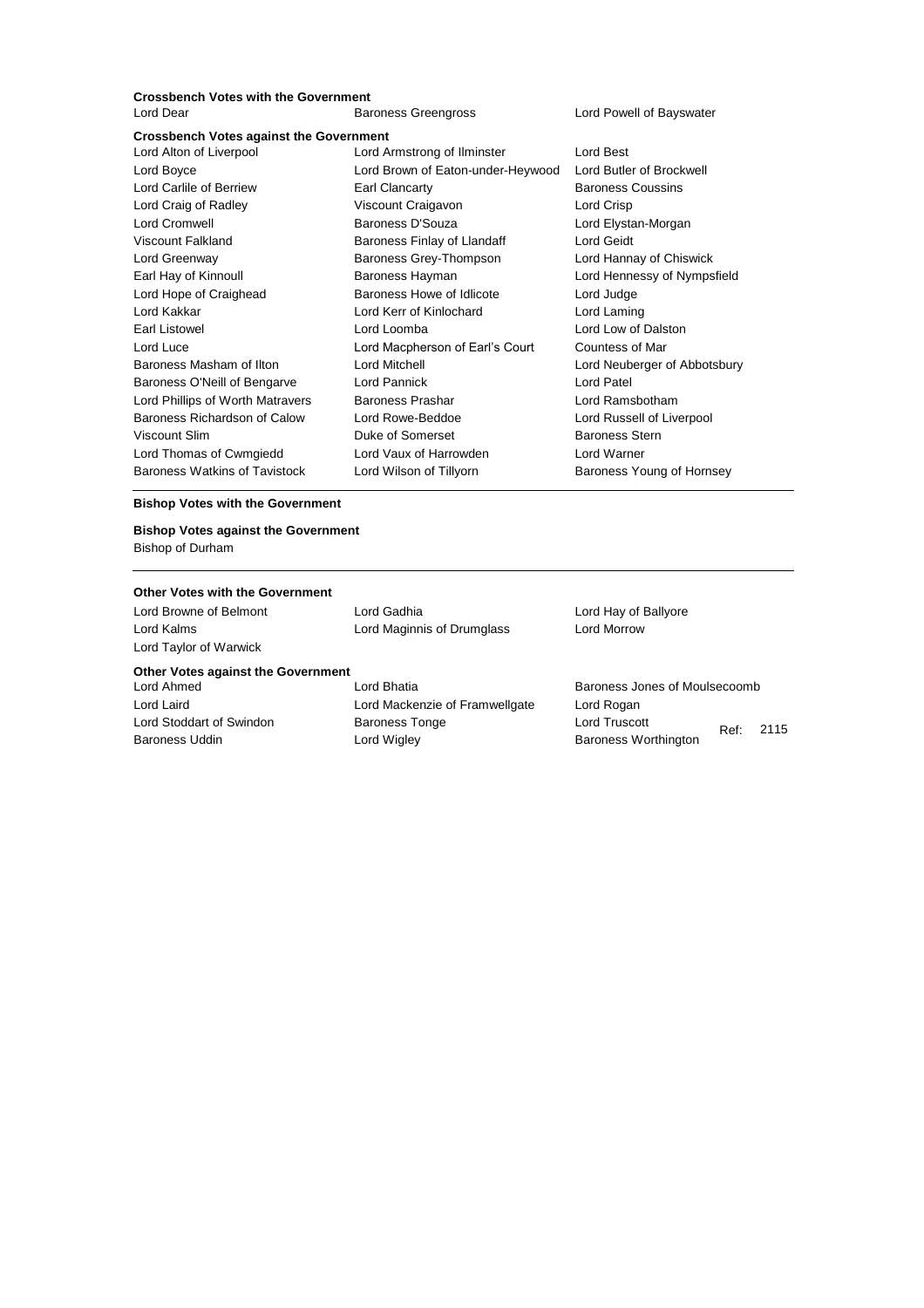**Crossbench Votes with the Government**

| | | |
|---|---|---|
| Lord Dear | Baroness Greengross | Lord Powell of Bayswater |

**Crossbench Votes against the Government**

| | | |
|---|---|---|
| Lord Alton of Liverpool | Lord Armstrong of Ilminster | Lord Best |
| Lord Boyce | Lord Brown of Eaton-under-Heywood | Lord Butler of Brockwell |
| Lord Carlile of Berriew | Earl Clancarty | Baroness Coussins |
| Lord Craig of Radley | Viscount Craigavon | Lord Crisp |
| Lord Cromwell | Baroness D'Souza | Lord Elystan-Morgan |
| Viscount Falkland | Baroness Finlay of Llandaff | Lord Geidt |
| Lord Greenway | Baroness Grey-Thompson | Lord Hannay of Chiswick |
| Earl Hay of Kinnoull | Baroness Hayman | Lord Hennessy of Nympsfield |
| Lord Hope of Craighead | Baroness Howe of Idlicote | Lord Judge |
| Lord Kakkar | Lord Kerr of Kinlochard | Lord Laming |
| Earl Listowel | Lord Loomba | Lord Low of Dalston |
| Lord Luce | Lord Macpherson of Earl's Court | Countess of Mar |
| Baroness Masham of Ilton | Lord Mitchell | Lord Neuberger of Abbotsbury |
| Baroness O'Neill of Bengarve | Lord Pannick | Lord Patel |
| Lord Phillips of Worth Matravers | Baroness Prashar | Lord Ramsbotham |
| Baroness Richardson of Calow | Lord Rowe-Beddoe | Lord Russell of Liverpool |
| Viscount Slim | Duke of Somerset | Baroness Stern |
| Lord Thomas of Cwmgiedd | Lord Vaux of Harrowden | Lord Warner |
| Baroness Watkins of Tavistock | Lord Wilson of Tillyorn | Baroness Young of Hornsey |

---

**Bishop Votes with the Government**

**Bishop Votes against the Government**

Bishop of Durham

---

**Other Votes with the Government**

| | | |
|---|---|---|
| Lord Browne of Belmont | Lord Gadhia | Lord Hay of Ballyore |
| Lord Kalms | Lord Maginnis of Drumglass | Lord Morrow |
| Lord Taylor of Warwick | | |

**Other Votes against the Government**

| | | |
|---|---|---|
| Lord Ahmed | Lord Bhatia | Baroness Jones of Moulsecoomb |
| Lord Laird | Lord Mackenzie of Framwellgate | Lord Rogan |
| Lord Stoddart of Swindon | Baroness Tonge | Lord Truscott |
| Baroness Uddin | Lord Wigley | Baroness Worthington |

Ref: 2115